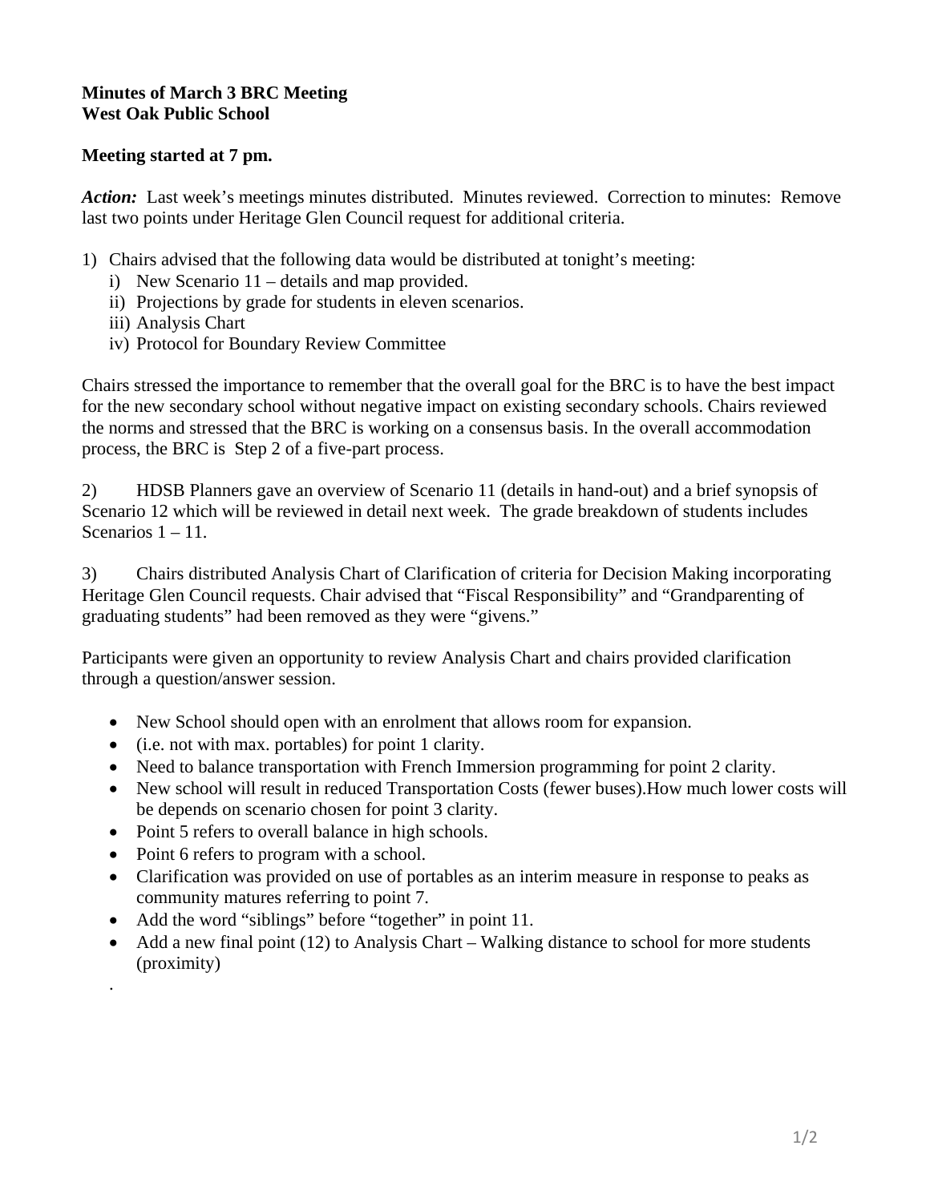**Minutes of March 3 BRC Meeting**
**West Oak Public School**

**Meeting started at 7 pm.**

***Action:*** Last week's meetings minutes distributed. Minutes reviewed. Correction to minutes: Remove last two points under Heritage Glen Council request for additional criteria.

1) Chairs advised that the following data would be distributed at tonight's meeting:
   i) New Scenario 11 – details and map provided.
   ii) Projections by grade for students in eleven scenarios.
   iii) Analysis Chart
   iv) Protocol for Boundary Review Committee

Chairs stressed the importance to remember that the overall goal for the BRC is to have the best impact for the new secondary school without negative impact on existing secondary schools. Chairs reviewed the norms and stressed that the BRC is working on a consensus basis. In the overall accommodation process, the BRC is Step 2 of a five-part process.

2) HDSB Planners gave an overview of Scenario 11 (details in hand-out) and a brief synopsis of Scenario 12 which will be reviewed in detail next week. The grade breakdown of students includes Scenarios 1 – 11.

3) Chairs distributed Analysis Chart of Clarification of criteria for Decision Making incorporating Heritage Glen Council requests. Chair advised that "Fiscal Responsibility" and "Grandparenting of graduating students" had been removed as they were "givens."

Participants were given an opportunity to review Analysis Chart and chairs provided clarification through a question/answer session.

- New School should open with an enrolment that allows room for expansion.
- (i.e. not with max. portables) for point 1 clarity.
- Need to balance transportation with French Immersion programming for point 2 clarity.
- New school will result in reduced Transportation Costs (fewer buses).How much lower costs will be depends on scenario chosen for point 3 clarity.
- Point 5 refers to overall balance in high schools.
- Point 6 refers to program with a school.
- Clarification was provided on use of portables as an interim measure in response to peaks as community matures referring to point 7.
- Add the word "siblings" before "together" in point 11.
- Add a new final point (12) to Analysis Chart – Walking distance to school for more students (proximity)

.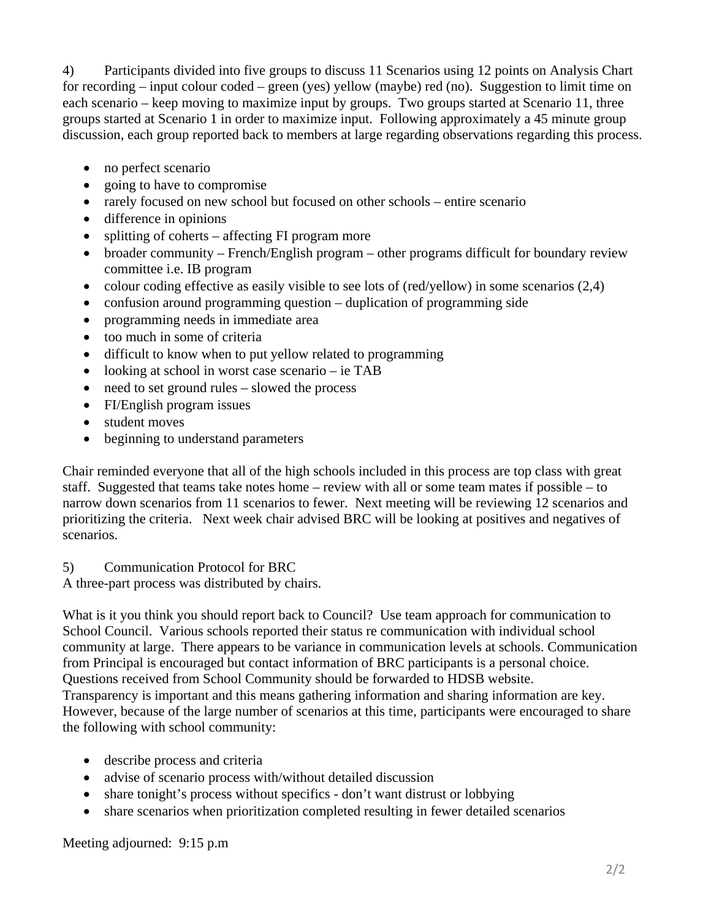4) Participants divided into five groups to discuss 11 Scenarios using 12 points on Analysis Chart for recording – input colour coded – green (yes) yellow (maybe) red (no). Suggestion to limit time on each scenario – keep moving to maximize input by groups. Two groups started at Scenario 11, three groups started at Scenario 1 in order to maximize input. Following approximately a 45 minute group discussion, each group reported back to members at large regarding observations regarding this process.

- no perfect scenario
- going to have to compromise
- rarely focused on new school but focused on other schools – entire scenario
- difference in opinions
- splitting of coherts – affecting FI program more
- broader community – French/English program – other programs difficult for boundary review committee i.e. IB program
- colour coding effective as easily visible to see lots of (red/yellow) in some scenarios (2,4)
- confusion around programming question – duplication of programming side
- programming needs in immediate area
- too much in some of criteria
- difficult to know when to put yellow related to programming
- looking at school in worst case scenario – ie TAB
- need to set ground rules – slowed the process
- FI/English program issues
- student moves
- beginning to understand parameters

Chair reminded everyone that all of the high schools included in this process are top class with great staff. Suggested that teams take notes home – review with all or some team mates if possible – to narrow down scenarios from 11 scenarios to fewer. Next meeting will be reviewing 12 scenarios and prioritizing the criteria. Next week chair advised BRC will be looking at positives and negatives of scenarios.

5) Communication Protocol for BRC
A three-part process was distributed by chairs.

What is it you think you should report back to Council? Use team approach for communication to School Council. Various schools reported their status re communication with individual school community at large. There appears to be variance in communication levels at schools. Communication from Principal is encouraged but contact information of BRC participants is a personal choice. Questions received from School Community should be forwarded to HDSB website.
Transparency is important and this means gathering information and sharing information are key. However, because of the large number of scenarios at this time, participants were encouraged to share the following with school community:

- describe process and criteria
- advise of scenario process with/without detailed discussion
- share tonight's process without specifics - don't want distrust or lobbying
- share scenarios when prioritization completed resulting in fewer detailed scenarios

Meeting adjourned: 9:15 p.m